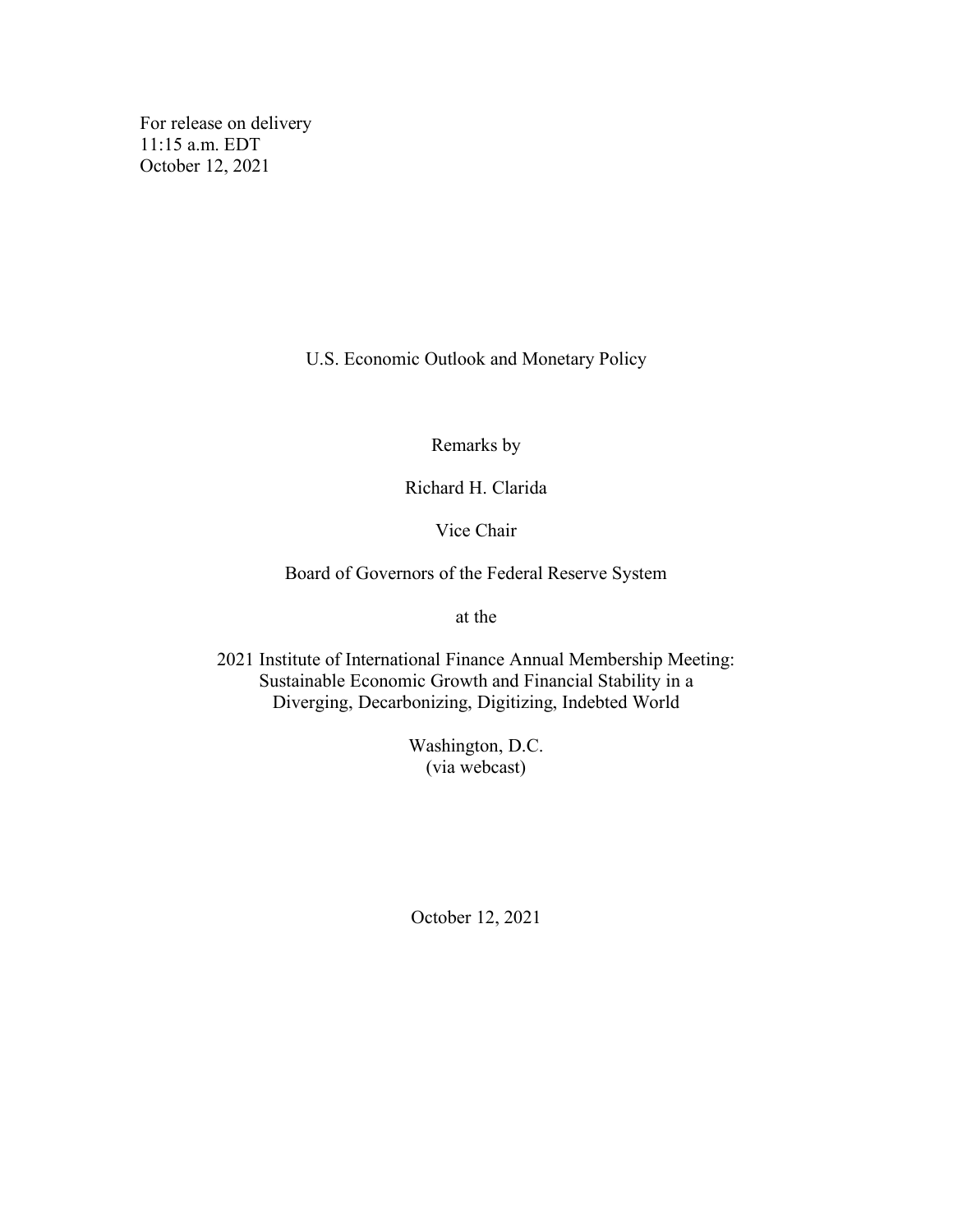For release on delivery
11:15 a.m. EDT
October 12, 2021

# U.S. Economic Outlook and Monetary Policy

Remarks by

Richard H. Clarida

Vice Chair

Board of Governors of the Federal Reserve System

at the

2021 Institute of International Finance Annual Membership Meeting:
Sustainable Economic Growth and Financial Stability in a
Diverging, Decarbonizing, Digitizing, Indebted World

Washington, D.C.
(via webcast)

October 12, 2021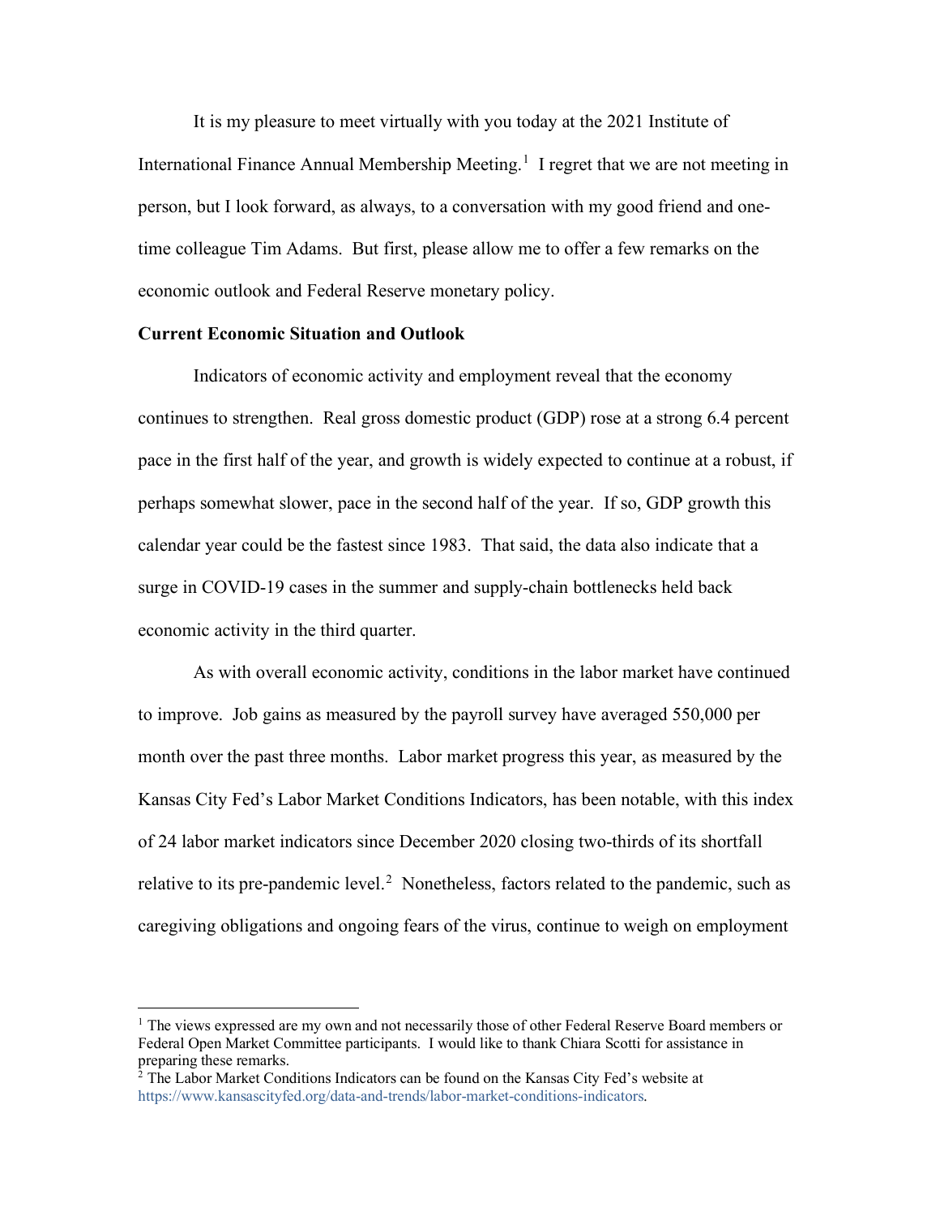It is my pleasure to meet virtually with you today at the 2021 Institute of International Finance Annual Membership Meeting.[1] I regret that we are not meeting in person, but I look forward, as always, to a conversation with my good friend and one-time colleague Tim Adams. But first, please allow me to offer a few remarks on the economic outlook and Federal Reserve monetary policy.

**Current Economic Situation and Outlook**

Indicators of economic activity and employment reveal that the economy continues to strengthen. Real gross domestic product (GDP) rose at a strong 6.4 percent pace in the first half of the year, and growth is widely expected to continue at a robust, if perhaps somewhat slower, pace in the second half of the year. If so, GDP growth this calendar year could be the fastest since 1983. That said, the data also indicate that a surge in COVID-19 cases in the summer and supply-chain bottlenecks held back economic activity in the third quarter.

As with overall economic activity, conditions in the labor market have continued to improve. Job gains as measured by the payroll survey have averaged 550,000 per month over the past three months. Labor market progress this year, as measured by the Kansas City Fed's Labor Market Conditions Indicators, has been notable, with this index of 24 labor market indicators since December 2020 closing two-thirds of its shortfall relative to its pre-pandemic level.[2] Nonetheless, factors related to the pandemic, such as caregiving obligations and ongoing fears of the virus, continue to weigh on employment

---

[1] The views expressed are my own and not necessarily those of other Federal Reserve Board members or Federal Open Market Committee participants. I would like to thank Chiara Scotti for assistance in preparing these remarks.

[2] The Labor Market Conditions Indicators can be found on the Kansas City Fed's website at https://www.kansascityfed.org/data-and-trends/labor-market-conditions-indicators.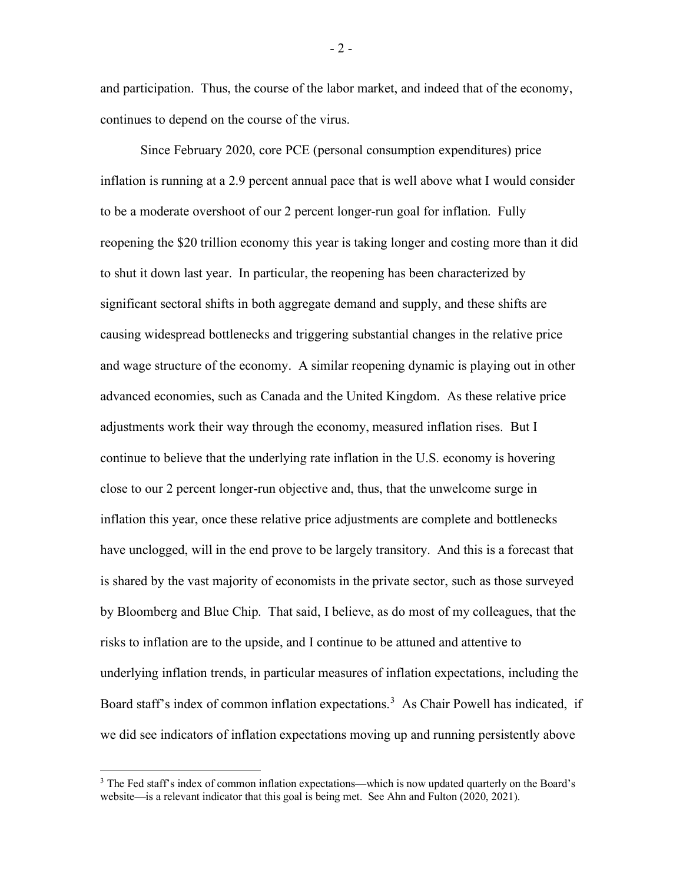and participation. Thus, the course of the labor market, and indeed that of the economy, continues to depend on the course of the virus.

Since February 2020, core PCE (personal consumption expenditures) price inflation is running at a 2.9 percent annual pace that is well above what I would consider to be a moderate overshoot of our 2 percent longer-run goal for inflation. Fully reopening the $20 trillion economy this year is taking longer and costing more than it did to shut it down last year. In particular, the reopening has been characterized by significant sectoral shifts in both aggregate demand and supply, and these shifts are causing widespread bottlenecks and triggering substantial changes in the relative price and wage structure of the economy. A similar reopening dynamic is playing out in other advanced economies, such as Canada and the United Kingdom. As these relative price adjustments work their way through the economy, measured inflation rises. But I continue to believe that the underlying rate inflation in the U.S. economy is hovering close to our 2 percent longer-run objective and, thus, that the unwelcome surge in inflation this year, once these relative price adjustments are complete and bottlenecks have unclogged, will in the end prove to be largely transitory. And this is a forecast that is shared by the vast majority of economists in the private sector, such as those surveyed by Bloomberg and Blue Chip. That said, I believe, as do most of my colleagues, that the risks to inflation are to the upside, and I continue to be attuned and attentive to underlying inflation trends, in particular measures of inflation expectations, including the Board staff's index of common inflation expectations.[3] As Chair Powell has indicated, if we did see indicators of inflation expectations moving up and running persistently above

---

[3] The Fed staff's index of common inflation expectations—which is now updated quarterly on the Board's website—is a relevant indicator that this goal is being met. See Ahn and Fulton (2020, 2021).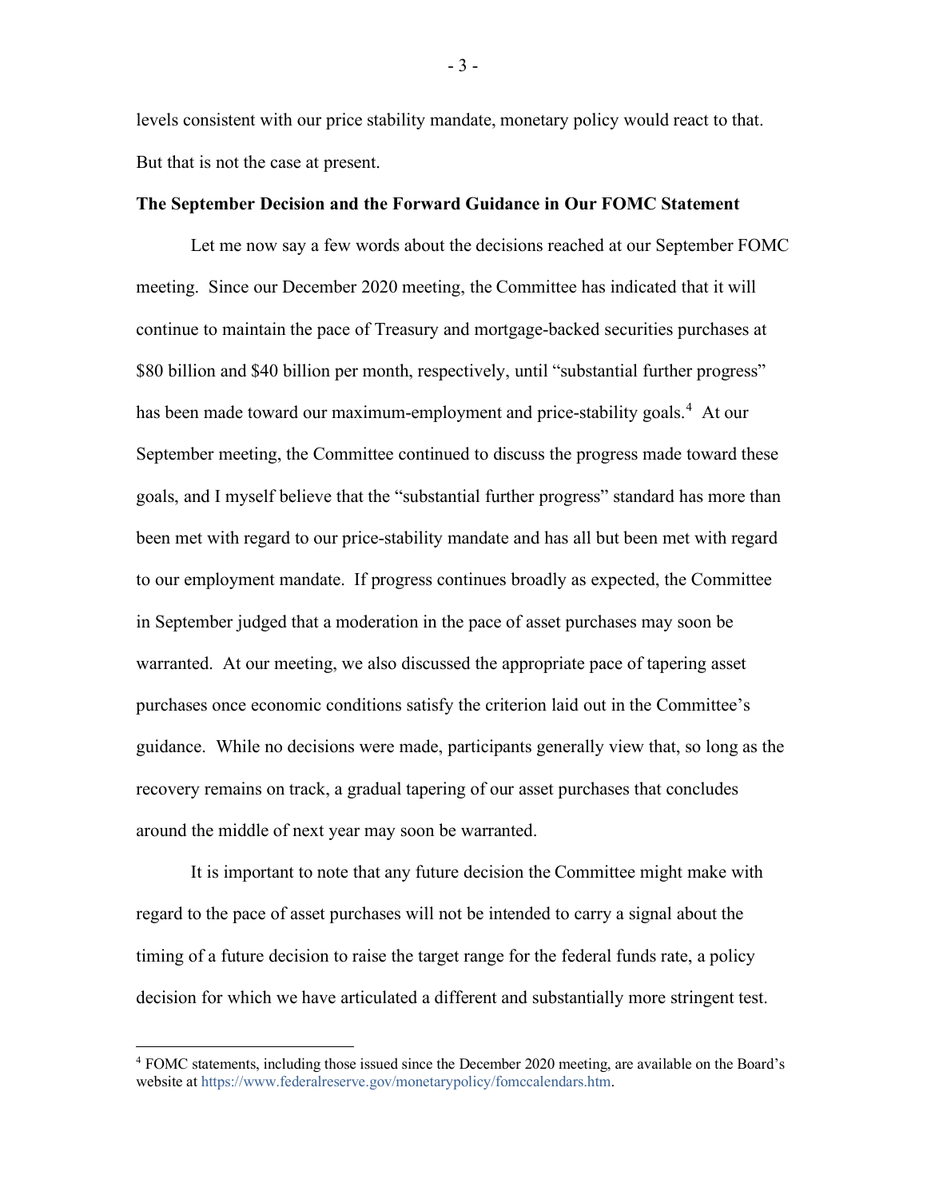levels consistent with our price stability mandate, monetary policy would react to that. But that is not the case at present.

**The September Decision and the Forward Guidance in Our FOMC Statement**

Let me now say a few words about the decisions reached at our September FOMC meeting. Since our December 2020 meeting, the Committee has indicated that it will continue to maintain the pace of Treasury and mortgage-backed securities purchases at $80 billion and $40 billion per month, respectively, until "substantial further progress" has been made toward our maximum-employment and price-stability goals.[4] At our September meeting, the Committee continued to discuss the progress made toward these goals, and I myself believe that the "substantial further progress" standard has more than been met with regard to our price-stability mandate and has all but been met with regard to our employment mandate. If progress continues broadly as expected, the Committee in September judged that a moderation in the pace of asset purchases may soon be warranted. At our meeting, we also discussed the appropriate pace of tapering asset purchases once economic conditions satisfy the criterion laid out in the Committee's guidance. While no decisions were made, participants generally view that, so long as the recovery remains on track, a gradual tapering of our asset purchases that concludes around the middle of next year may soon be warranted.

It is important to note that any future decision the Committee might make with regard to the pace of asset purchases will not be intended to carry a signal about the timing of a future decision to raise the target range for the federal funds rate, a policy decision for which we have articulated a different and substantially more stringent test.

---

[4] FOMC statements, including those issued since the December 2020 meeting, are available on the Board's website at https://www.federalreserve.gov/monetarypolicy/fomccalendars.htm.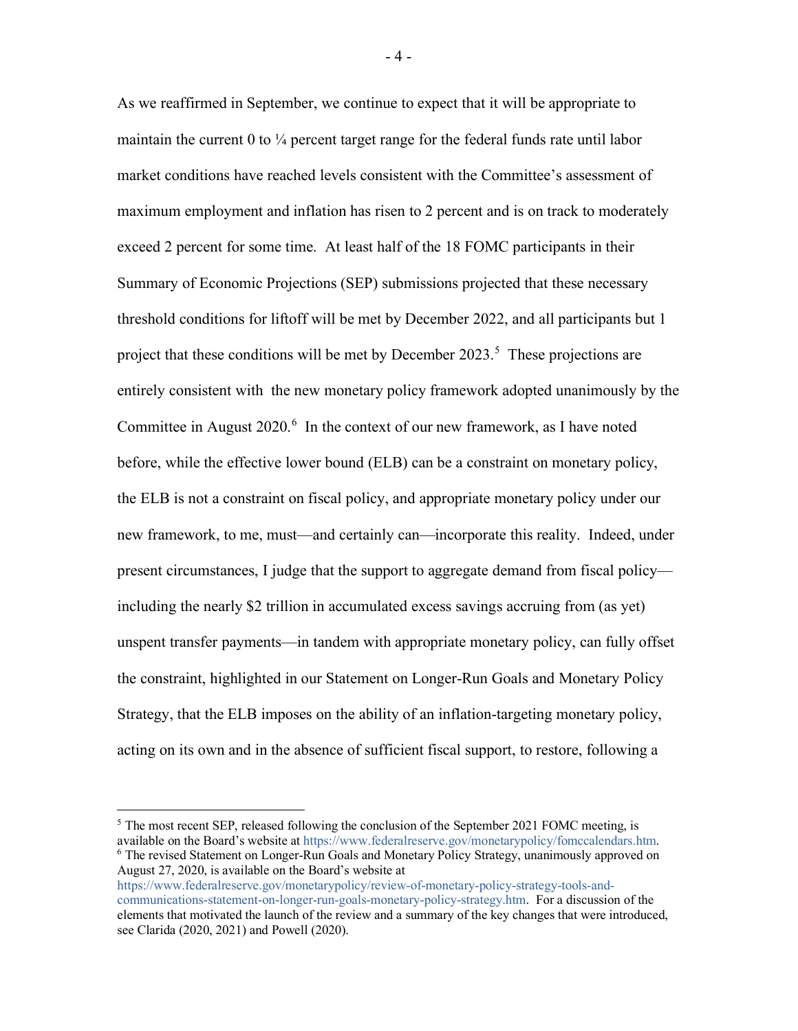As we reaffirmed in September, we continue to expect that it will be appropriate to maintain the current 0 to ¼ percent target range for the federal funds rate until labor market conditions have reached levels consistent with the Committee's assessment of maximum employment and inflation has risen to 2 percent and is on track to moderately exceed 2 percent for some time. At least half of the 18 FOMC participants in their Summary of Economic Projections (SEP) submissions projected that these necessary threshold conditions for liftoff will be met by December 2022, and all participants but 1 project that these conditions will be met by December 2023.[5] These projections are entirely consistent with the new monetary policy framework adopted unanimously by the Committee in August 2020.[6] In the context of our new framework, as I have noted before, while the effective lower bound (ELB) can be a constraint on monetary policy, the ELB is not a constraint on fiscal policy, and appropriate monetary policy under our new framework, to me, must—and certainly can—incorporate this reality. Indeed, under present circumstances, I judge that the support to aggregate demand from fiscal policy—including the nearly $2 trillion in accumulated excess savings accruing from (as yet) unspent transfer payments—in tandem with appropriate monetary policy, can fully offset the constraint, highlighted in our Statement on Longer-Run Goals and Monetary Policy Strategy, that the ELB imposes on the ability of an inflation-targeting monetary policy, acting on its own and in the absence of sufficient fiscal support, to restore, following a

---

[5] The most recent SEP, released following the conclusion of the September 2021 FOMC meeting, is available on the Board's website at https://www.federalreserve.gov/monetarypolicy/fomccalendars.htm.

[6] The revised Statement on Longer-Run Goals and Monetary Policy Strategy, unanimously approved on August 27, 2020, is available on the Board's website at https://www.federalreserve.gov/monetarypolicy/review-of-monetary-policy-strategy-tools-and-communications-statement-on-longer-run-goals-monetary-policy-strategy.htm. For a discussion of the elements that motivated the launch of the review and a summary of the key changes that were introduced, see Clarida (2020, 2021) and Powell (2020).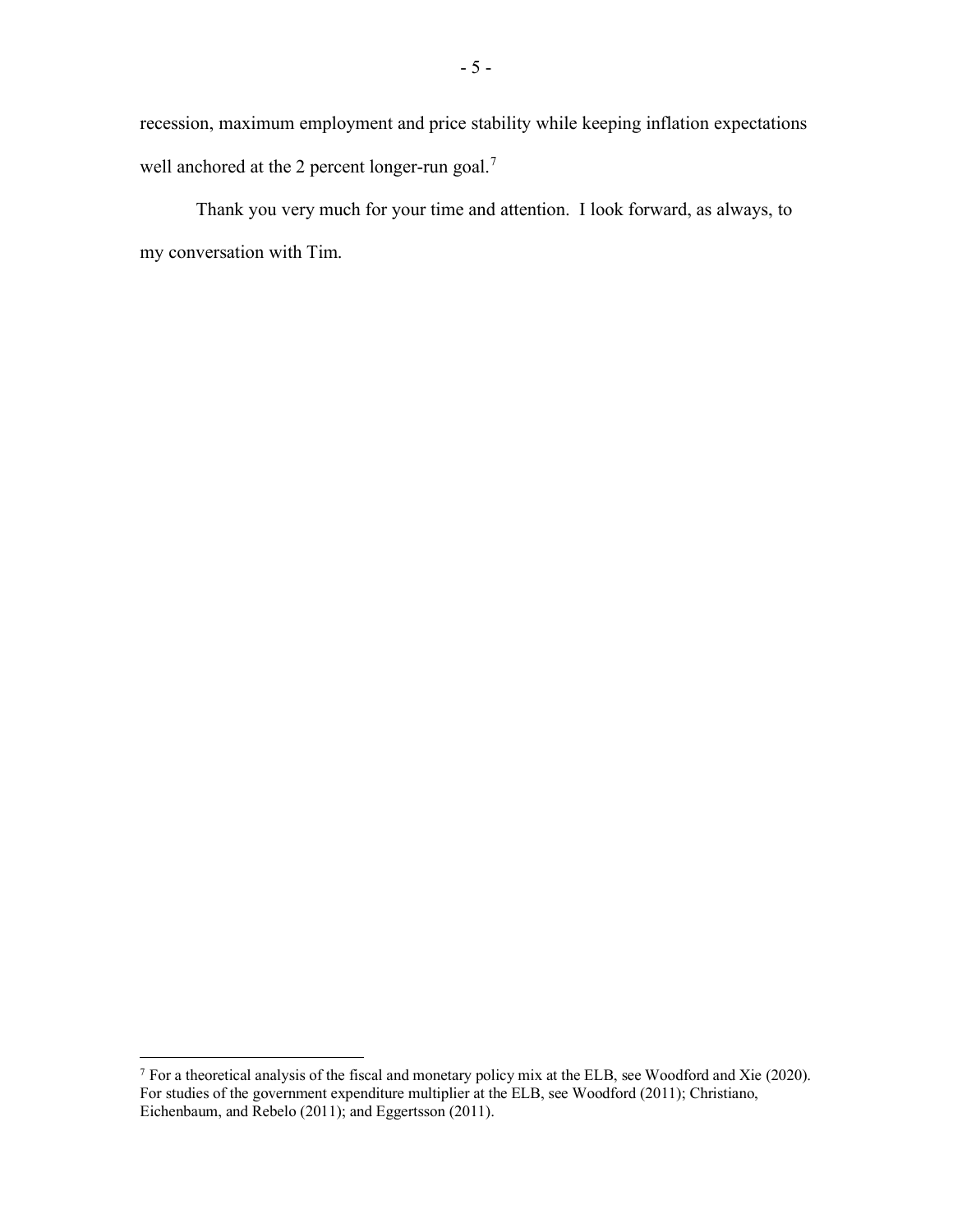recession, maximum employment and price stability while keeping inflation expectations well anchored at the 2 percent longer-run goal.[7]

Thank you very much for your time and attention. I look forward, as always, to my conversation with Tim.

---

[7] For a theoretical analysis of the fiscal and monetary policy mix at the ELB, see Woodford and Xie (2020). For studies of the government expenditure multiplier at the ELB, see Woodford (2011); Christiano, Eichenbaum, and Rebelo (2011); and Eggertsson (2011).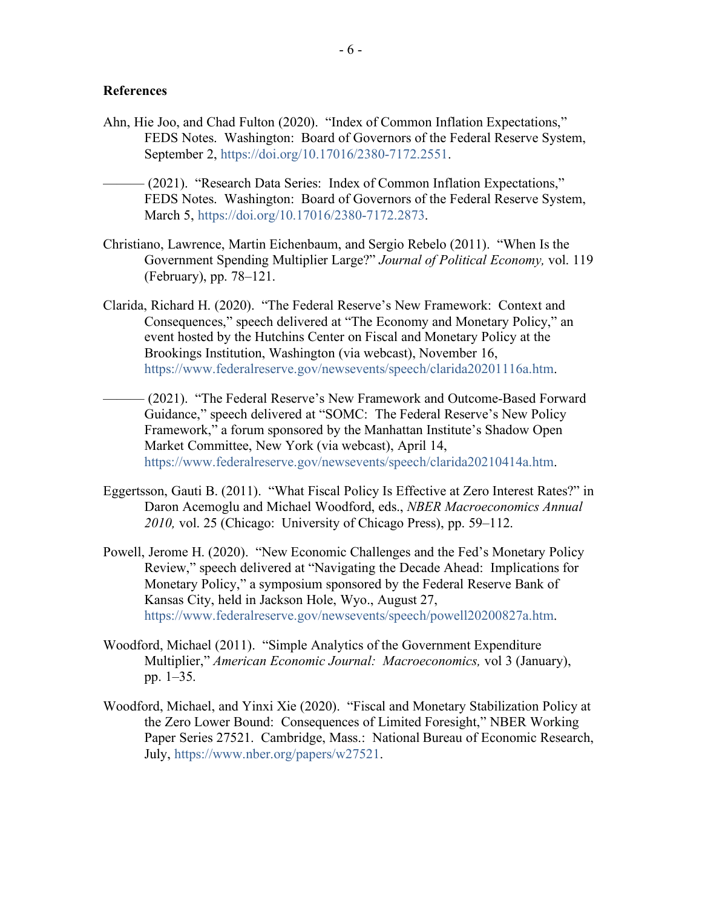## References

Ahn, Hie Joo, and Chad Fulton (2020). "Index of Common Inflation Expectations," FEDS Notes. Washington: Board of Governors of the Federal Reserve System, September 2, https://doi.org/10.17016/2380-7172.2551.

——— (2021). "Research Data Series: Index of Common Inflation Expectations," FEDS Notes. Washington: Board of Governors of the Federal Reserve System, March 5, https://doi.org/10.17016/2380-7172.2873.

Christiano, Lawrence, Martin Eichenbaum, and Sergio Rebelo (2011). "When Is the Government Spending Multiplier Large?" *Journal of Political Economy,* vol. 119 (February), pp. 78–121.

Clarida, Richard H. (2020). "The Federal Reserve's New Framework: Context and Consequences," speech delivered at "The Economy and Monetary Policy," an event hosted by the Hutchins Center on Fiscal and Monetary Policy at the Brookings Institution, Washington (via webcast), November 16, https://www.federalreserve.gov/newsevents/speech/clarida20201116a.htm.

——— (2021). "The Federal Reserve's New Framework and Outcome-Based Forward Guidance," speech delivered at "SOMC: The Federal Reserve's New Policy Framework," a forum sponsored by the Manhattan Institute's Shadow Open Market Committee, New York (via webcast), April 14, https://www.federalreserve.gov/newsevents/speech/clarida20210414a.htm.

Eggertsson, Gauti B. (2011). "What Fiscal Policy Is Effective at Zero Interest Rates?" in Daron Acemoglu and Michael Woodford, eds., *NBER Macroeconomics Annual 2010,* vol. 25 (Chicago: University of Chicago Press), pp. 59–112.

Powell, Jerome H. (2020). "New Economic Challenges and the Fed's Monetary Policy Review," speech delivered at "Navigating the Decade Ahead: Implications for Monetary Policy," a symposium sponsored by the Federal Reserve Bank of Kansas City, held in Jackson Hole, Wyo., August 27, https://www.federalreserve.gov/newsevents/speech/powell20200827a.htm.

Woodford, Michael (2011). "Simple Analytics of the Government Expenditure Multiplier," *American Economic Journal: Macroeconomics,* vol 3 (January), pp. 1–35.

Woodford, Michael, and Yinxi Xie (2020). "Fiscal and Monetary Stabilization Policy at the Zero Lower Bound: Consequences of Limited Foresight," NBER Working Paper Series 27521. Cambridge, Mass.: National Bureau of Economic Research, July, https://www.nber.org/papers/w27521.